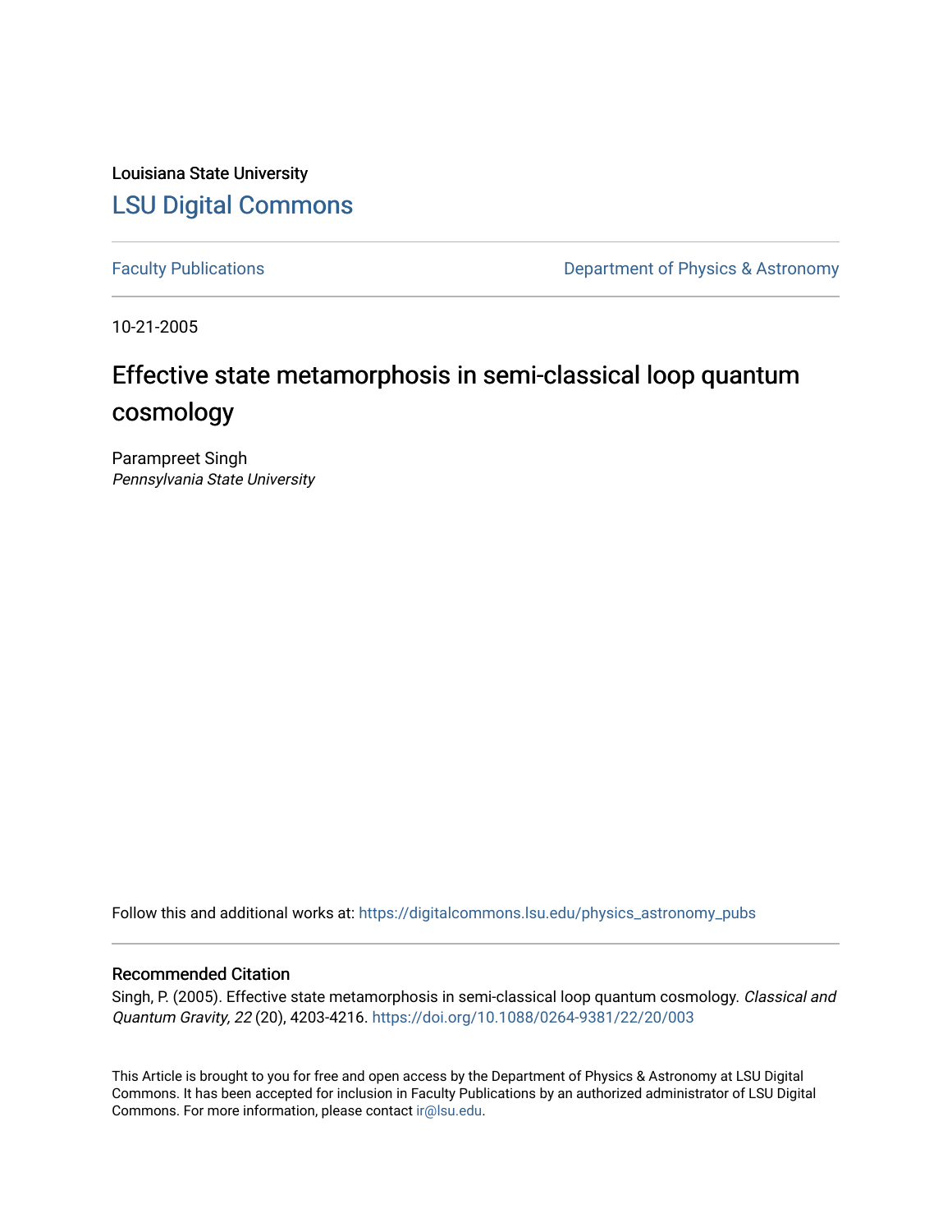Louisiana State University

# LSU Digital Commons

Faculty Publications | Department of Physics & Astronomy

10-21-2005

# Effective state metamorphosis in semi-classical loop quantum cosmology

Parampreet Singh
*Pennsylvania State University*

Follow this and additional works at: https://digitalcommons.lsu.edu/physics_astronomy_pubs

## Recommended Citation

Singh, P. (2005). Effective state metamorphosis in semi-classical loop quantum cosmology. *Classical and Quantum Gravity, 22* (20), 4203-4216. https://doi.org/10.1088/0264-9381/22/20/003

This Article is brought to you for free and open access by the Department of Physics & Astronomy at LSU Digital Commons. It has been accepted for inclusion in Faculty Publications by an authorized administrator of LSU Digital Commons. For more information, please contact ir@lsu.edu.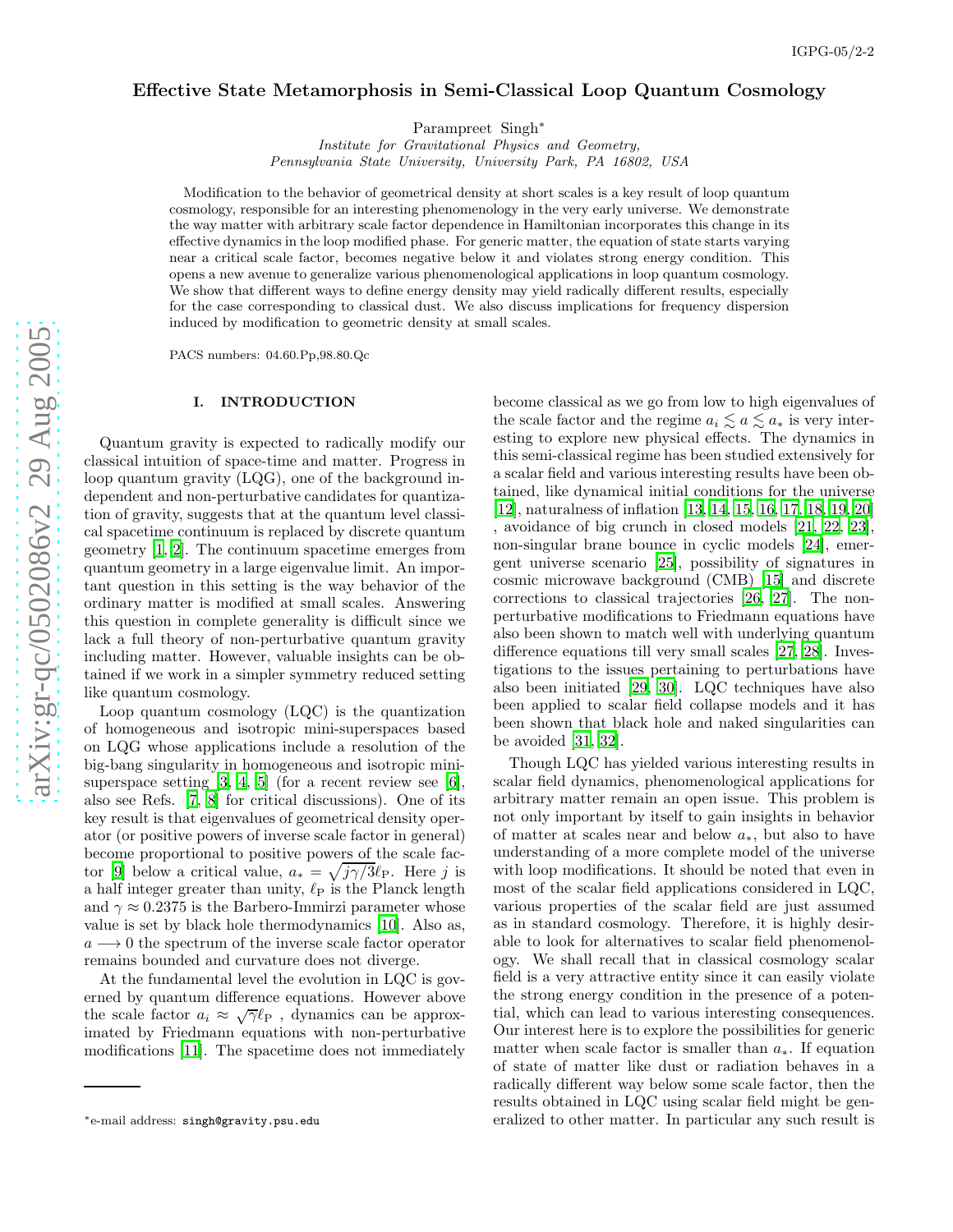IGPG-05/2-2

# Effective State Metamorphosis in Semi-Classical Loop Quantum Cosmology

Parampreet Singh*

*Institute for Gravitational Physics and Geometry,*
*Pennsylvania State University, University Park, PA 16802, USA*

Modification to the behavior of geometrical density at short scales is a key result of loop quantum cosmology, responsible for an interesting phenomenology in the very early universe. We demonstrate the way matter with arbitrary scale factor dependence in Hamiltonian incorporates this change in its effective dynamics in the loop modified phase. For generic matter, the equation of state starts varying near a critical scale factor, becomes negative below it and violates strong energy condition. This opens a new avenue to generalize various phenomenological applications in loop quantum cosmology. We show that different ways to define energy density may yield radically different results, especially for the case corresponding to classical dust. We also discuss implications for frequency dispersion induced by modification to geometric density at small scales.

PACS numbers: 04.60.Pp,98.80.Qc

## I. INTRODUCTION

Quantum gravity is expected to radically modify our classical intuition of space-time and matter. Progress in loop quantum gravity (LQG), one of the background independent and non-perturbative candidates for quantization of gravity, suggests that at the quantum level classical spacetime continuum is replaced by discrete quantum geometry [1, 2]. The continuum spacetime emerges from quantum geometry in a large eigenvalue limit. An important question in this setting is the way behavior of the ordinary matter is modified at small scales. Answering this question in complete generality is difficult since we lack a full theory of non-perturbative quantum gravity including matter. However, valuable insights can be obtained if we work in a simpler symmetry reduced setting like quantum cosmology.

Loop quantum cosmology (LQC) is the quantization of homogeneous and isotropic mini-superspaces based on LQG whose applications include a resolution of the big-bang singularity in homogeneous and isotropic mini-superspace setting [3, 4, 5] (for a recent review see [6], also see Refs. [7, 8] for critical discussions). One of its key result is that eigenvalues of geometrical density operator (or positive powers of inverse scale factor in general) become proportional to positive powers of the scale factor [9] below a critical value, $a_* = \sqrt{j\gamma/3}\ell_{\rm P}$. Here $j$ is a half integer greater than unity, $\ell_{\rm P}$ is the Planck length and $\gamma \approx 0.2375$ is the Barbero-Immirzi parameter whose value is set by black hole thermodynamics [10]. Also as, $a \longrightarrow 0$ the spectrum of the inverse scale factor operator remains bounded and curvature does not diverge.

At the fundamental level the evolution in LQC is governed by quantum difference equations. However above the scale factor $a_i \approx \sqrt{\gamma}\ell_{\rm P}$ , dynamics can be approximated by Friedmann equations with non-perturbative modifications [11]. The spacetime does not immediately become classical as we go from low to high eigenvalues of the scale factor and the regime $a_i \lesssim a \lesssim a_*$ is very interesting to explore new physical effects. The dynamics in this semi-classical regime has been studied extensively for a scalar field and various interesting results have been obtained, like dynamical initial conditions for the universe [12], naturaleness of inflation [13, 14, 15, 16, 17, 18, 19, 20] , avoidance of big crunch in closed models [21, 22, 23], non-singular brane bounce in cyclic models [24], emergent universe scenario [25], possibility of signatures in cosmic microwave background (CMB) [15] and discrete corrections to classical trajectories [26, 27]. The non-perturbative modifications to Friedmann equations have also been shown to match well with underlying quantum difference equations till very small scales [27, 28]. Investigations to the issues pertaining to perturbations have also been initiated [29, 30]. LQC techniques have also been applied to scalar field collapse models and it has been shown that black hole and naked singularities can be avoided [31, 32].

Though LQC has yielded various interesting results in scalar field dynamics, phenomenological applications for arbitrary matter remain an open issue. This problem is not only important by itself to gain insights in behavior of matter at scales near and below $a_*$, but also to have understanding of a more complete model of the universe with loop modifications. It should be noted that even in most of the scalar field applications considered in LQC, various properties of the scalar field are just assumed as in standard cosmology. Therefore, it is highly desirable to look for alternatives to scalar field phenomenology. We shall recall that in classical cosmology scalar field is a very attractive entity since it can easily violate the strong energy condition in the presence of a potential, which can lead to various interesting consequences. Our interest here is to explore the possibilities for generic matter when scale factor is smaller than $a_*$. If equation of state of matter like dust or radiation behaves in a radically different way below some scale factor, then the results obtained in LQC using scalar field might be generalized to other matter. In particular any such result is

*e-mail address: singh@gravity.psu.edu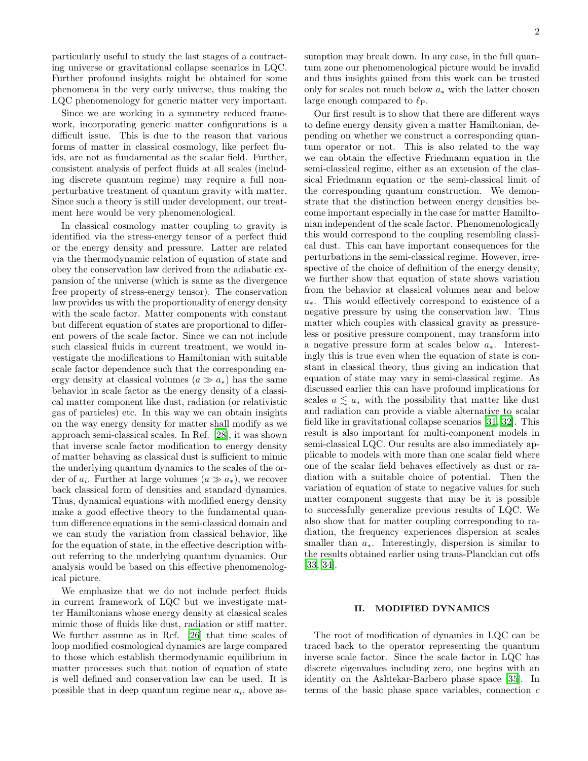particularly useful to study the last stages of a contracting universe or gravitational collapse scenarios in LQC. Further profound insights might be obtained for some phenomena in the very early universe, thus making the LQC phenomenology for generic matter very important.

Since we are working in a symmetry reduced framework, incorporating generic matter configurations is a difficult issue. This is due to the reason that various forms of matter in classical cosmology, like perfect fluids, are not as fundamental as the scalar field. Further, consistent analysis of perfect fluids at all scales (including discrete quantum regime) may require a full nonperturbative treatment of quantum gravity with matter. Since such a theory is still under development, our treatment here would be very phenomenological.

In classical cosmology matter coupling to gravity is identified via the stress-energy tensor of a perfect fluid or the energy density and pressure. Latter are related via the thermodynamic relation of equation of state and obey the conservation law derived from the adiabatic expansion of the universe (which is same as the divergence free property of stress-energy tensor). The conservation law provides us with the proportionality of energy density with the scale factor. Matter components with constant but different equation of states are proportional to different powers of the scale factor. Since we can not include such classical fluids in current treatment, we would investigate the modifications to Hamiltonian with suitable scale factor dependence such that the corresponding energy density at classical volumes ($a \gg a_*$) has the same behavior in scale factor as the energy density of a classical matter component like dust, radiation (or relativistic gas of particles) etc. In this way we can obtain insights on the way energy density for matter shall modify as we approach semi-classical scales. In Ref. [28], it was shown that inverse scale factor modification to energy density of matter behaving as classical dust is sufficient to mimic the underlying quantum dynamics to the scales of the order of $a_i$. Further at large volumes ($a \gg a_*$), we recover back classical form of densities and standard dynamics. Thus, dynamical equations with modified energy density make a good effective theory to the fundamental quantum difference equations in the semi-classical domain and we can study the variation from classical behavior, like for the equation of state, in the effective description without referring to the underlying quantum dynamics. Our analysis would be based on this effective phenomenological picture.

We emphasize that we do not include perfect fluids in current framework of LQC but we investigate matter Hamiltonians whose energy density at classical scales mimic those of fluids like dust, radiation or stiff matter. We further assume as in Ref. [26] that time scales of loop modified cosmological dynamics are large compared to those which establish thermodynamic equilibrium in matter processes such that notion of equation of state is well defined and conservation law can be used. It is possible that in deep quantum regime near $a_i$, above assumption may break down. In any case, in the full quantum zone our phenomenological picture would be invalid and thus insights gained from this work can be trusted only for scales not much below $a_*$ with the latter chosen large enough compared to $\ell_{\rm P}$.

Our first result is to show that there are different ways to define energy density given a matter Hamiltonian, depending on whether we construct a corresponding quantum operator or not. This is also related to the way we can obtain the effective Friedmann equation in the semi-classical regime, either as an extension of the classical Friedmann equation or the semi-classical limit of the corresponding quantum construction. We demonstrate that the distinction between energy densities become important especially in the case for matter Hamiltonian independent of the scale factor. Phenomenologically this would correspond to the coupling resembling classical dust. This can have important consequences for the perturbations in the semi-classical regime. However, irrespective of the choice of definition of the energy density, we further show that equation of state shows variation from the behavior at classical volumes near and below $a_*$. This would effectively correspond to existence of a negative pressure by using the conservation law. Thus matter which couples with classical gravity as pressureless or positive pressure component, may transform into a negative pressure form at scales below $a_*$. Interestingly this is true even when the equation of state is constant in classical theory, thus giving an indication that equation of state may vary in semi-classical regime. As discussed earlier this can have profound implications for scales $a \lesssim a_*$ with the possibility that matter like dust and radiation can provide a viable alternative to scalar field like in gravitational collapse scenarios [31, 32]. This result is also important for multi-component models in semi-classical LQC. Our results are also immediately applicable to models with more than one scalar field where one of the scalar field behaves effectively as dust or radiation with a suitable choice of potential. Then the variation of equation of state to negative values for such matter component suggests that may be it is possible to successfully generalize previous results of LQC. We also show that for matter coupling corresponding to radiation, the frequency experiences dispersion at scales smaller than $a_*$. Interestingly, dispersion is similar to the results obtained earlier using trans-Planckian cut offs [33, 34].

## II. MODIFIED DYNAMICS

The root of modification of dynamics in LQC can be traced back to the operator representing the quantum inverse scale factor. Since the scale factor in LQC has discrete eigenvalues including zero, one begins with an identity on the Ashtekar-Barbero phase space [35]. In terms of the basic phase space variables, connection $c$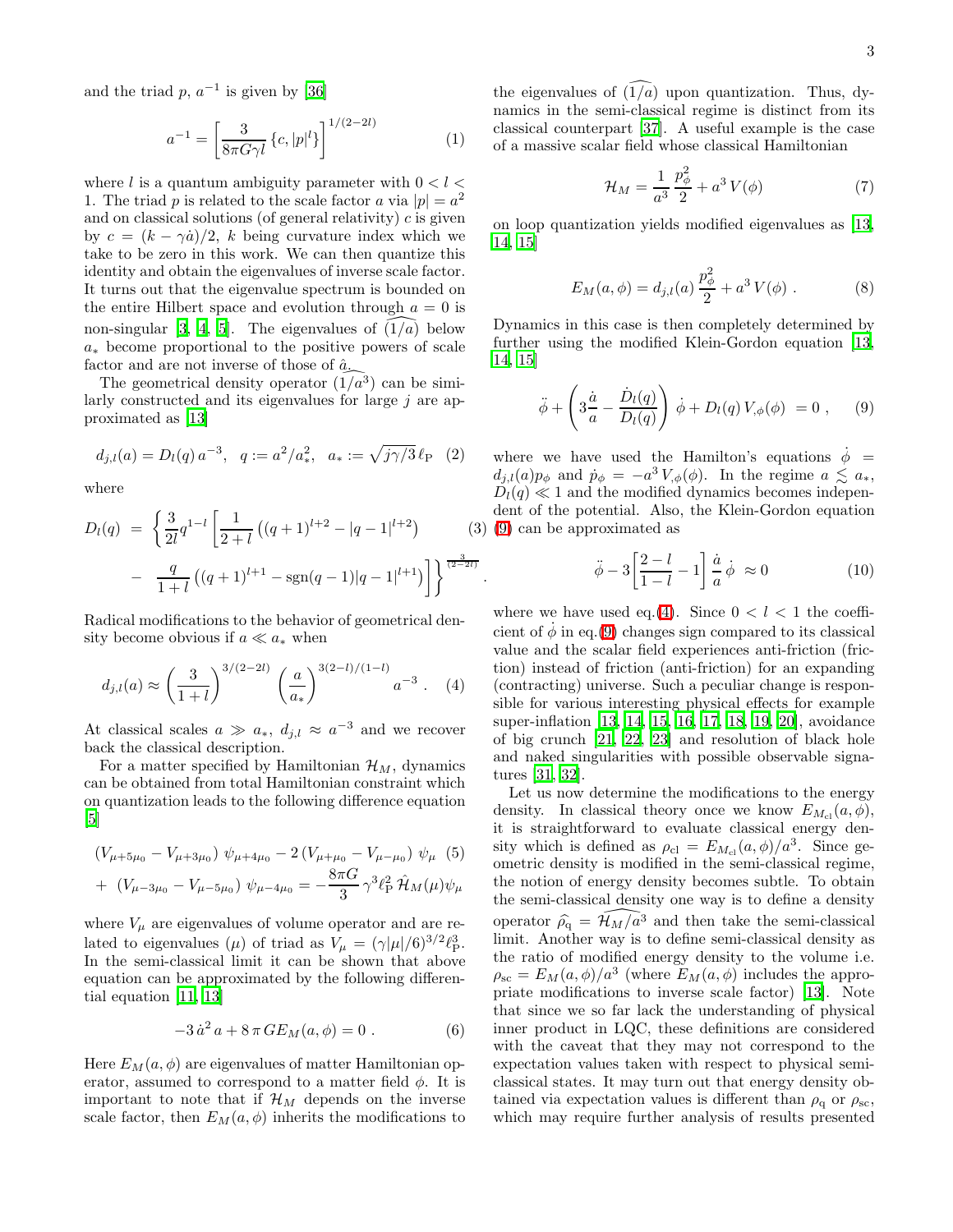and the triad $p$, $a^{-1}$ is given by [36]

$$a^{-1} = \left[\frac{3}{8\pi G\gamma l}\left\{c, |p|^l\right\}\right]^{1/(2-2l)} \tag{1}$$

where $l$ is a quantum ambiguity parameter with $0 < l < 1$. The triad $p$ is related to the scale factor $a$ via $|p| = a^2$ and on classical solutions (of general relativity) $c$ is given by $c = (k - \gamma\dot{a})/2$, $k$ being curvature index which we take to be zero in this work. We can then quantize this identity and obtain the eigenvalues of inverse scale factor. It turns out that the eigenvalue spectrum is bounded on the entire Hilbert space and evolution through $a = 0$ is non-singular [3, 4, 5]. The eigenvalues of $\widehat{(1/a)}$ below $a_*$ become proportional to the positive powers of scale factor and are not inverse of those of $\hat{a}$.

The geometrical density operator $\widehat{(1/a^3)}$ can be similarly constructed and its eigenvalues for large $j$ are approximated as [13]

$$d_{j,l}(a) = D_l(q)\, a^{-3}, \quad q := a^2/a_*^2, \quad a_* := \sqrt{j\gamma/3}\,\ell_{\rm P} \tag{2}$$

where

$$D_l(q) = \left\{\frac{3}{2l} q^{1-l}\left[\frac{1}{2+l}\left((q+1)^{l+2} - |q-1|^{l+2}\right) - \frac{q}{1+l}\left((q+1)^{l+1} - {\rm sgn}(q-1)|q-1|^{l+1}\right)\right]\right\}^{\frac{3}{(2-2l)}} . \tag{3}$$

Radical modifications to the behavior of geometrical density become obvious if $a \ll a_*$ when

$$d_{j,l}(a) \approx \left(\frac{3}{1+l}\right)^{3/(2-2l)} \left(\frac{a}{a_*}\right)^{3(2-l)/(1-l)} a^{-3} . \tag{4}$$

At classical scales $a \gg a_*$, $d_{j,l} \approx a^{-3}$ and we recover back the classical description.

For a matter specified by Hamiltonian $\mathcal{H}_M$, dynamics can be obtained from total Hamiltonian constraint which on quantization leads to the following difference equation [5]

$$\begin{aligned}(V_{\mu+5\mu_0} - V_{\mu+3\mu_0})\, \psi_{\mu+4\mu_0} - 2\,(V_{\mu+\mu_0} - V_{\mu-\mu_0})\, \psi_\mu \\ +\ (V_{\mu-3\mu_0} - V_{\mu-5\mu_0})\, \psi_{\mu-4\mu_0} = -\frac{8\pi G}{3}\gamma^3 \ell_{\rm P}^2\, \hat{\mathcal{H}}_M(\mu)\psi_\mu\end{aligned} \tag{5}$$

where $V_\mu$ are eigenvalues of volume operator and are related to eigenvalues ($\mu$) of triad as $V_\mu = (\gamma|\mu|/6)^{3/2}\ell_{\rm P}^3$. In the semi-classical limit it can be shown that above equation can be approximated by the following differential equation [11, 13]

$$-3\,\dot{a}^2 a + 8\,\pi\, G E_M(a,\phi) = 0 . \tag{6}$$

Here $E_M(a,\phi)$ are eigenvalues of matter Hamiltonian operator, assumed to correspond to a matter field $\phi$. It is important to note that if $\mathcal{H}_M$ depends on the inverse scale factor, then $E_M(a,\phi)$ inherits the modifications to the eigenvalues of $\widehat{(1/a)}$ upon quantization. Thus, dynamics in the semi-classical regime is distinct from its classical counterpart [37]. A useful example is the case of a massive scalar field whose classical Hamiltonian

$$\mathcal{H}_M = \frac{1}{a^3}\,\frac{p_\phi^2}{2} + a^3\, V(\phi) \tag{7}$$

on loop quantization yields modified eigenvalues as [13, 14, 15]

$$E_M(a,\phi) = d_{j,l}(a)\,\frac{p_\phi^2}{2} + a^3\, V(\phi) . \tag{8}$$

Dynamics in this case is then completely determined by further using the modified Klein-Gordon equation [13, 14, 15]

$$\ddot{\phi} + \left(3\frac{\dot{a}}{a} - \frac{\dot{D}_l(q)}{D_l(q)}\right)\dot{\phi} + D_l(q)\, V_{,\phi}(\phi) = 0 , \tag{9}$$

where we have used the Hamilton's equations $\dot{\phi} = d_{j,l}(a) p_\phi$ and $\dot{p}_\phi = -a^3\, V_{,\phi}(\phi)$. In the regime $a \lesssim a_*$, $D_l(q) \ll 1$ and the modified dynamics becomes independent of the potential. Also, the Klein-Gordon equation (9) can be approximated as

$$\ddot{\phi} - 3\left[\frac{2-l}{1-l} - 1\right]\frac{\dot{a}}{a}\,\dot{\phi} \approx 0 \tag{10}$$

where we have used eq.(4). Since $0 < l < 1$ the coefficient of $\dot{\phi}$ in eq.(9) changes sign compared to its classical value and the scalar field experiences anti-friction (friction) instead of friction (anti-friction) for an expanding (contracting) universe. Such a peculiar change is responsible for various interesting physical effects for example super-inflation [13, 14, 15, 16, 17, 18, 19, 20], avoidance of big crunch [21, 22, 23] and resolution of black hole and naked singularities with possible observable signatures [31, 32].

Let us now determine the modifications to the energy density. In classical theory once we know $E_{M_{\rm cl}}(a,\phi)$, it is straightforward to evaluate classical energy density which is defined as $\rho_{\rm cl} = E_{M_{\rm cl}}(a,\phi)/a^3$. Since geometric density is modified in the semi-classical regime, the notion of energy density becomes subtle. To obtain the semi-classical density one way is to define a density operator $\widehat{\rho}_{\rm q} = \widehat{\mathcal{H}_M/a^3}$ and then take the semi-classical limit. Another way is to define semi-classical density as the ratio of modified energy density to the volume i.e. $\rho_{\rm sc} = E_M(a,\phi)/a^3$ (where $E_M(a,\phi)$ includes the appropriate modifications to inverse scale factor) [13]. Note that since we so far lack the understanding of physical inner product in LQC, these definitions are considered with the caveat that they may not correspond to the expectation values taken with respect to physical semi-classical states. It may turn out that energy density obtained via expectation values is different than $\rho_{\rm q}$ or $\rho_{\rm sc}$, which may require further analysis of results presented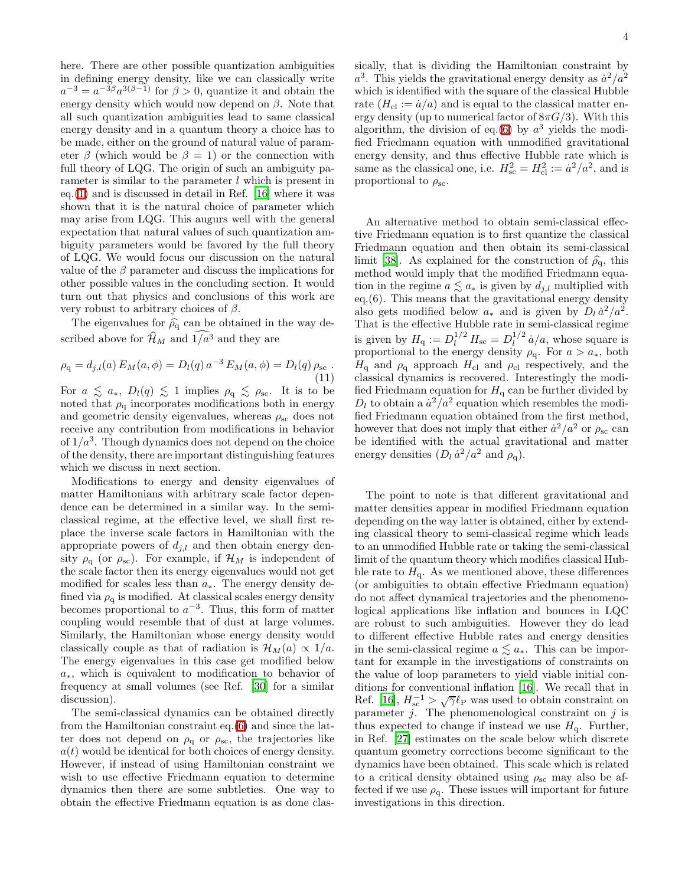here. There are other possible quantization ambiguities in defining energy density, like we can classically write $a^{-3} = a^{-3\beta} a^{3(\beta-1)}$ for $\beta > 0$, quantize it and obtain the energy density which would now depend on $\beta$. Note that all such quantization ambiguities lead to same classical energy density and in a quantum theory a choice has to be made, either on the ground of natural value of parameter $\beta$ (which would be $\beta = 1$) or the connection with full theory of LQG. The origin of such an ambiguity parameter is similar to the parameter $l$ which is present in eq.(1) and is discussed in detail in Ref. [16] where it was shown that it is the natural choice of parameter which may arise from LQG. This augurs well with the general expectation that natural values of such quantization ambiguity parameters would be favored by the full theory of LQG. We would focus our discussion on the natural value of the $\beta$ parameter and discuss the implications for other possible values in the concluding section. It would turn out that physics and conclusions of this work are very robust to arbitrary choices of $\beta$.

The eigenvalues for $\widehat{\rho}_{\rm q}$ can be obtained in the way described above for $\widehat{\mathcal{H}}_M$ and $\widehat{1/a^3}$ and they are

$$\rho_{\rm q} = d_{j,l}(a)\, E_M(a,\phi) = D_l(q)\, a^{-3}\, E_M(a,\phi) = D_l(q)\, \rho_{\rm sc}\ . \tag{11}$$

For $a \lesssim a_*$, $D_l(q) \lesssim 1$ implies $\rho_{\rm q} \lesssim \rho_{\rm sc}$. It is to be noted that $\rho_{\rm q}$ incorporates modifications both in energy and geometric density eigenvalues, whereas $\rho_{\rm sc}$ does not receive any contribution from modifications in behavior of $1/a^3$. Though dynamics does not depend on the choice of the density, there are important distinguishing features which we discuss in next section.

Modifications to energy and density eigenvalues of matter Hamiltonians with arbitrary scale factor dependence can be determined in a similar way. In the semi-classical regime, at the effective level, we shall first replace the inverse scale factors in Hamiltonian with the appropriate powers of $d_{j,l}$ and then obtain energy density $\rho_{\rm q}$ (or $\rho_{\rm sc}$). For example, if $\mathcal{H}_M$ is independent of the scale factor then its energy eigenvalues would not get modified for scales less than $a_*$. The energy density defined via $\rho_{\rm q}$ is modified. At classical scales energy density becomes proportional to $a^{-3}$. Thus, this form of matter coupling would resemble that of dust at large volumes. Similarly, the Hamiltonian whose energy density would classically couple as that of radiation is $\mathcal{H}_M(a) \propto 1/a$. The energy eigenvalues in this case get modified below $a_*$, which is equivalent to modification to behavior of frequency at small volumes (see Ref. [30] for a similar discussion).

The semi-classical dynamics can be obtained directly from the Hamiltonian constraint eq.(6) and since the latter does not depend on $\rho_{\rm q}$ or $\rho_{\rm sc}$, the trajectories like $a(t)$ would be identical for both choices of energy density. However, if instead of using Hamiltonian constraint we wish to use effective Friedmann equation to determine dynamics then there are some subtleties. One way to obtain the effective Friedmann equation is as done classically, that is dividing the Hamiltonian constraint by $a^3$. This yields the gravitational energy density as $\dot{a}^2/a^2$ which is identified with the square of the classical Hubble rate ($H_{\rm cl} := \dot{a}/a$) and is equal to the classical matter energy density (up to numerical factor of $8\pi G/3$). With this algorithm, the division of eq.(6) by $a^3$ yields the modified Friedmann equation with unmodified gravitational energy density, and thus effective Hubble rate which is same as the classical one, i.e. $H_{\rm sc}^2 = H_{\rm cl}^2 := \dot{a}^2/a^2$, and is proportional to $\rho_{\rm sc}$.

An alternative method to obtain semi-classical effective Friedmann equation is to first quantize the classical Friedmann equation and then obtain its semi-classical limit [38]. As explained for the construction of $\widehat{\rho}_{\rm q}$, this method would imply that the modified Friedmann equation in the regime $a \lesssim a_*$ is given by $d_{j,l}$ multiplied with eq.(6). This means that the gravitational energy density also gets modified below $a_*$ and is given by $D_l\, \dot{a}^2/a^2$. That is the effective Hubble rate in semi-classical regime is given by $H_{\rm q} := D_l^{1/2}\, H_{\rm sc} = D_l^{1/2}\, \dot{a}/a$, whose square is proportional to the energy density $\rho_{\rm q}$. For $a > a_*$, both $H_{\rm q}$ and $\rho_{\rm q}$ approach $H_{\rm cl}$ and $\rho_{\rm cl}$ respectively, and the classical dynamics is recovered. Interestingly the modified Friedmann equation for $H_{\rm q}$ can be further divided by $D_l$ to obtain a $\dot{a}^2/a^2$ equation which resembles the modified Friedmann equation obtained from the first method, however that does not imply that either $\dot{a}^2/a^2$ or $\rho_{\rm sc}$ can be identified with the actual gravitational and matter energy densities ($D_l\, \dot{a}^2/a^2$ and $\rho_{\rm q}$).

The point to note is that different gravitational and matter densities appear in modified Friedmann equation depending on the way latter is obtained, either by extending classical theory to semi-classical regime which leads to an unmodified Hubble rate or taking the semi-classical limit of the quantum theory which modifies classical Hubble rate to $H_{\rm q}$. As we mentioned above, these differences (or ambiguities to obtain effective Friedmann equation) do not affect dynamical trajectories and the phenomenological applications like inflation and bounces in LQC are robust to such ambiguities. However they do lead to different effective Hubble rates and energy densities in the semi-classical regime $a \lesssim a_*$. This can be important for example in the investigations of constraints on the value of loop parameters to yield viable initial conditions for conventional inflation [16]. We recall that in Ref. [16], $H_{\rm sc}^{-1} > \sqrt{\gamma}\ell_{\rm P}$ was used to obtain constraint on parameter $j$. The phenomenological constraint on $j$ is thus expected to change if instead we use $H_{\rm q}$. Further, in Ref. [27] estimates on the scale below which discrete quantum geometry corrections become significant to the dynamics have been obtained. This scale which is related to a critical density obtained using $\rho_{\rm sc}$ may also be affected if we use $\rho_{\rm q}$. These issues will important for future investigations in this direction.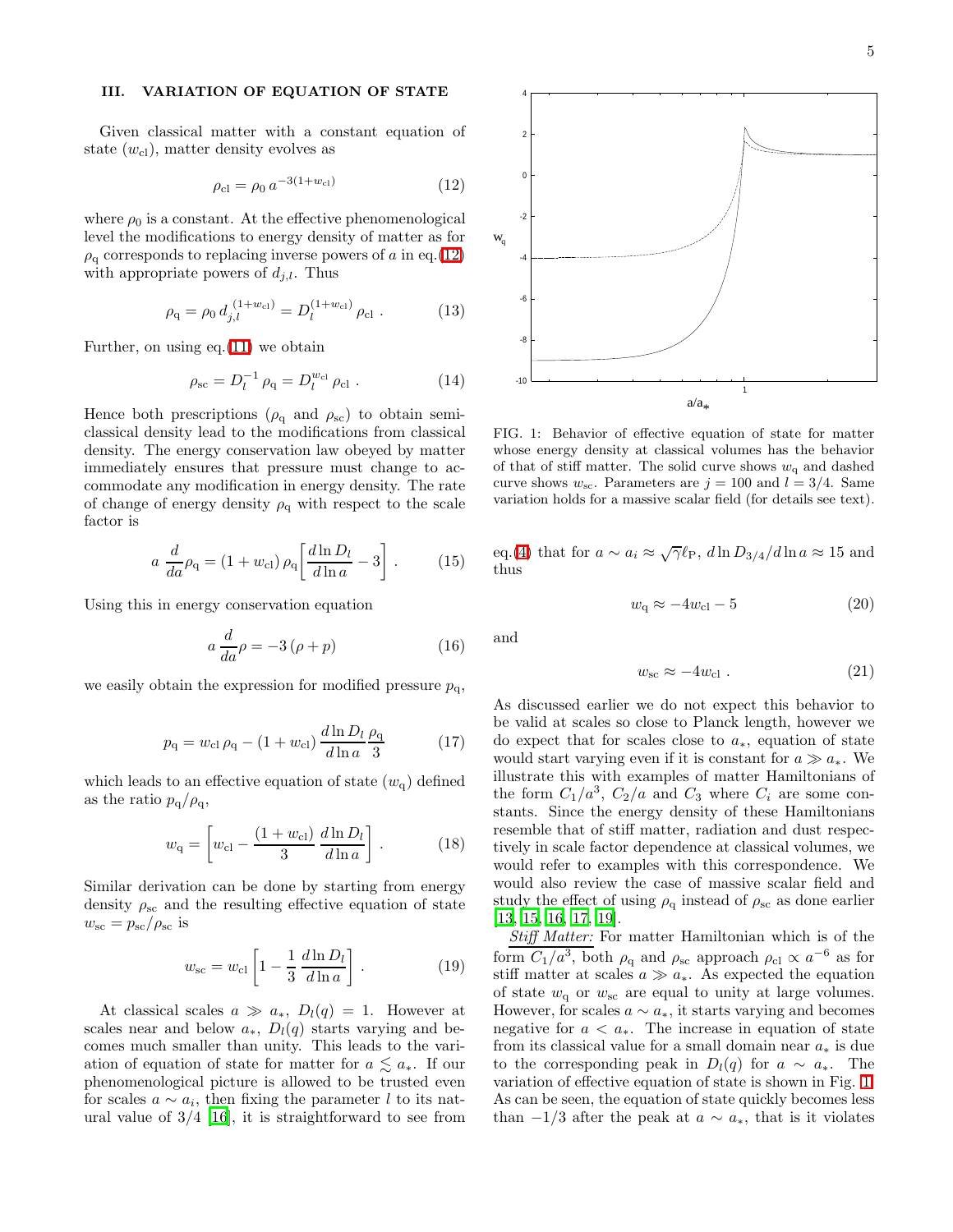## III. VARIATION OF EQUATION OF STATE

Given classical matter with a constant equation of state ($w_{\rm cl}$), matter density evolves as

$$\rho_{\rm cl} = \rho_0 \, a^{-3(1+w_{\rm cl})} \tag{12}$$

where $\rho_0$ is a constant. At the effective phenomenological level the modifications to energy density of matter as for $\rho_{\rm q}$ corresponds to replacing inverse powers of $a$ in eq.(12) with appropriate powers of $d_{j,l}$. Thus

$$\rho_{\rm q} = \rho_0 \, d_{j,l}^{\;(1+w_{\rm cl})} = D_l^{(1+w_{\rm cl})} \, \rho_{\rm cl} \, . \tag{13}$$

Further, on using eq.(11) we obtain

$$\rho_{\rm sc} = D_l^{-1} \, \rho_{\rm q} = D_l^{w_{\rm cl}} \, \rho_{\rm cl} \, . \tag{14}$$

Hence both prescriptions ($\rho_{\rm q}$ and $\rho_{\rm sc}$) to obtain semi-classical density lead to the modifications from classical density. The energy conservation law obeyed by matter immediately ensures that pressure must change to accommodate any modification in energy density. The rate of change of energy density $\rho_{\rm q}$ with respect to the scale factor is

$$a \, \frac{d}{da}\rho_{\rm q} = (1+w_{\rm cl}) \, \rho_{\rm q} \left[ \frac{d \ln D_l}{d \ln a} - 3 \right] . \tag{15}$$

Using this in energy conservation equation

$$a \, \frac{d}{da}\rho = -3 \, (\rho + p) \tag{16}$$

we easily obtain the expression for modified pressure $p_{\rm q}$,

$$p_{\rm q} = w_{\rm cl} \, \rho_{\rm q} - (1+w_{\rm cl}) \, \frac{d \ln D_l}{d \ln a} \frac{\rho_{\rm q}}{3} \tag{17}$$

which leads to an effective equation of state ($w_{\rm q}$) defined as the ratio $p_{\rm q}/\rho_{\rm q}$,

$$w_{\rm q} = \left[ w_{\rm cl} - \frac{(1+w_{\rm cl})}{3} \, \frac{d \ln D_l}{d \ln a} \right] . \tag{18}$$

Similar derivation can be done by starting from energy density $\rho_{\rm sc}$ and the resulting effective equation of state $w_{\rm sc} = p_{\rm sc}/\rho_{\rm sc}$ is

$$w_{\rm sc} = w_{\rm cl} \left[ 1 - \frac{1}{3} \, \frac{d \ln D_l}{d \ln a} \right] . \tag{19}$$

At classical scales $a \gg a_*$, $D_l(q) = 1$. However at scales near and below $a_*$, $D_l(q)$ starts varying and becomes much smaller than unity. This leads to the variation of equation of state for matter for $a \lesssim a_*$. If our phenomenological picture is allowed to be trusted even for scales $a \sim a_i$, then fixing the parameter $l$ to its natural value of $3/4$ [16], it is straightforward to see from eq.(4) that for $a \sim a_i \approx \sqrt{\gamma}\ell_{\rm P}$, $d \ln D_{3/4}/d \ln a \approx 15$ and thus

$$w_{\rm q} \approx -4 w_{\rm cl} - 5 \tag{20}$$

and

$$w_{\rm sc} \approx -4 w_{\rm cl} \, . \tag{21}$$

FIG. 1: Behavior of effective equation of state for matter whose energy density at classical volumes has the behavior of that of stiff matter. The solid curve shows $w_{\rm q}$ and dashed curve shows $w_{\rm sc}$. Parameters are $j = 100$ and $l = 3/4$. Same variation holds for a massive scalar field (for details see text).

As discussed earlier we do not expect this behavior to be valid at scales so close to Planck length, however we do expect that for scales close to $a_*$, equation of state would start varying even if it is constant for $a \gg a_*$. We illustrate this with examples of matter Hamiltonians of the form $C_1/a^3$, $C_2/a$ and $C_3$ where $C_i$ are some constants. Since the energy density of these Hamiltonians resemble that of stiff matter, radiation and dust respectively in scale factor dependence at classical volumes, we would refer to examples with this correspondence. We would also review the case of massive scalar field and study the effect of using $\rho_{\rm q}$ instead of $\rho_{\rm sc}$ as done earlier [13, 15, 16, 17, 19].

*Stiff Matter:* For matter Hamiltonian which is of the form $C_1/a^3$, both $\rho_{\rm q}$ and $\rho_{\rm sc}$ approach $\rho_{\rm cl} \propto a^{-6}$ as for stiff matter at scales $a \gg a_*$. As expected the equation of state $w_{\rm q}$ or $w_{\rm sc}$ are equal to unity at large volumes. However, for scales $a \sim a_*$, it starts varying and becomes negative for $a < a_*$. The increase in equation of state from its classical value for a small domain near $a_*$ is due to the corresponding peak in $D_l(q)$ for $a \sim a_*$. The variation of effective equation of state is shown in Fig. 1. As can be seen, the equation of state quickly becomes less than $-1/3$ after the peak at $a \sim a_*$, that is it violates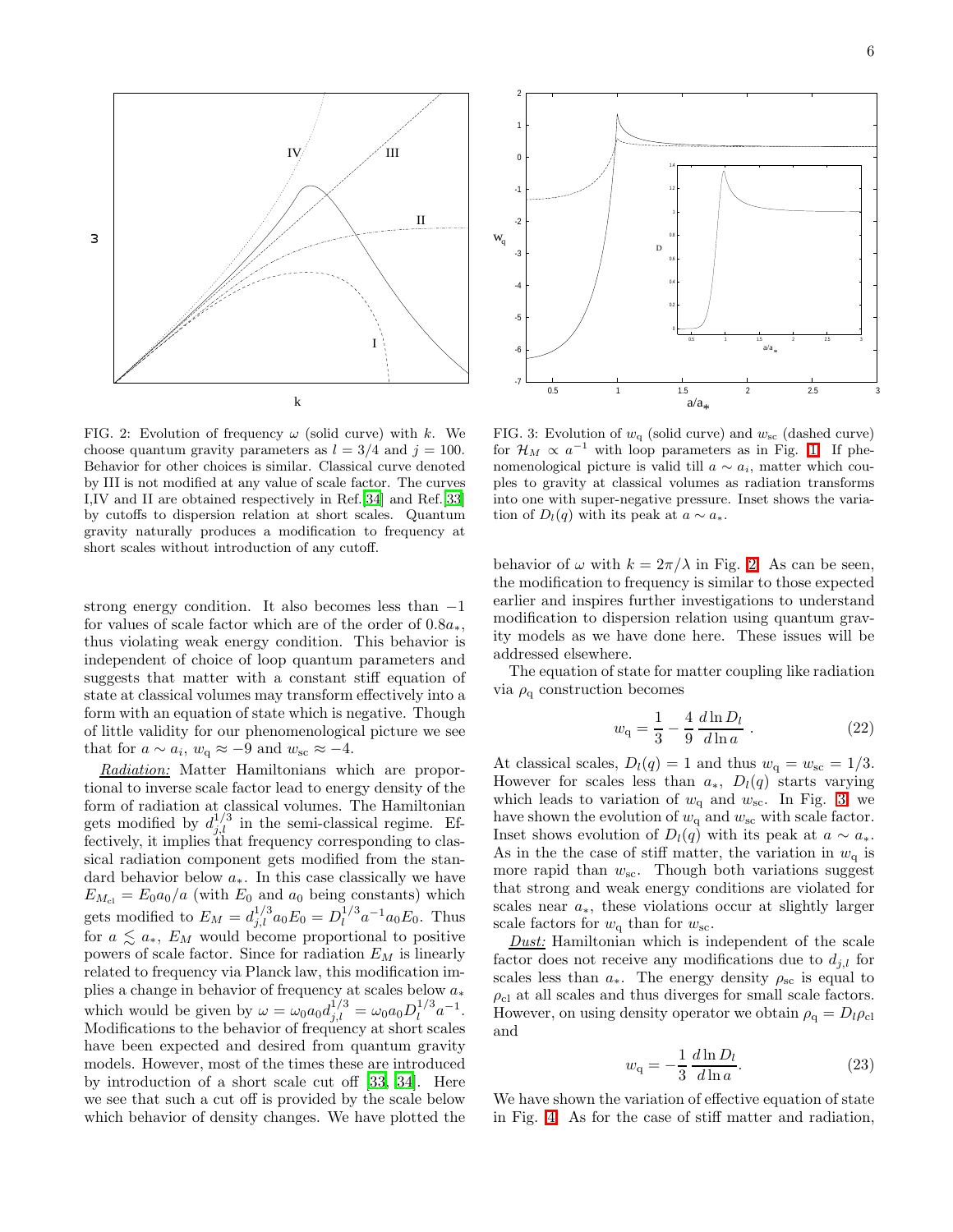FIG. 2: Evolution of frequency $\omega$ (solid curve) with $k$. We choose quantum gravity parameters as $l = 3/4$ and $j = 100$. Behavior for other choices is similar. Classical curve denoted by III is not modified at any value of scale factor. The curves I,IV and II are obtained respectively in Ref.[34] and Ref.[33] by cutoffs to dispersion relation at short scales. Quantum gravity naturally produces a modification to frequency at short scales without introduction of any cutoff.

FIG. 3: Evolution of $w_{\rm q}$ (solid curve) and $w_{\rm sc}$ (dashed curve) for $\mathcal{H}_M \propto a^{-1}$ with loop parameters as in Fig. 1. If phenomenological picture is valid till $a \sim a_i$, matter which couples to gravity at classical volumes as radiation transforms into one with super-negative pressure. Inset shows the variation of $D_l(q)$ with its peak at $a \sim a_*$.

strong energy condition. It also becomes less than $-1$ for values of scale factor which are of the order of $0.8a_*$, thus violating weak energy condition. This behavior is independent of choice of loop quantum parameters and suggests that matter with a constant stiff equation of state at classical volumes may transform effectively into a form with an equation of state which is negative. Though of little validity for our phenomenological picture we see that for $a \sim a_i$, $w_{\rm q} \approx -9$ and $w_{\rm sc} \approx -4$.

*Radiation:* Matter Hamiltonians which are proportional to inverse scale factor lead to energy density of the form of radiation at classical volumes. The Hamiltonian gets modified by $d_{j,l}^{1/3}$ in the semi-classical regime. Effectively, it implies that frequency corresponding to classical radiation component gets modified from the standard behavior below $a_*$. In this case classically we have $E_{M_{\rm cl}} = E_0 a_0/a$ (with $E_0$ and $a_0$ being constants) which gets modified to $E_M = d_{j,l}^{1/3} a_0 E_0 = D_l^{1/3} a^{-1} a_0 E_0$. Thus for $a \lesssim a_*$, $E_M$ would become proportional to positive powers of scale factor. Since for radiation $E_M$ is linearly related to frequency via Planck law, this modification implies a change in behavior of frequency at scales below $a_*$ which would be given by $\omega = \omega_0 a_0 d_{j,l}^{1/3} = \omega_0 a_0 D_l^{1/3} a^{-1}$. Modifications to the behavior of frequency at short scales have been expected and desired from quantum gravity models. However, most of the times these are introduced by introduction of a short scale cut off [33, 34]. Here we see that such a cut off is provided by the scale below which behavior of density changes. We have plotted the behavior of $\omega$ with $k = 2\pi/\lambda$ in Fig. 2. As can be seen, the modification to frequency is similar to those expected earlier and inspires further investigations to understand modification to dispersion relation using quantum gravity models as we have done here. These issues will be addressed elsewhere.

The equation of state for matter coupling like radiation via $\rho_{\rm q}$ construction becomes

$$w_{\rm q} = \frac{1}{3} - \frac{4}{9}\frac{d\ln D_l}{d\ln a}\,. \tag{22}$$

At classical scales, $D_l(q) = 1$ and thus $w_{\rm q} = w_{\rm sc} = 1/3$. However for scales less than $a_*$, $D_l(q)$ starts varying which leads to variation of $w_{\rm q}$ and $w_{\rm sc}$. In Fig. 3 we have shown the evolution of $w_{\rm q}$ and $w_{\rm sc}$ with scale factor. Inset shows evolution of $D_l(q)$ with its peak at $a \sim a_*$. As in the the case of stiff matter, the variation in $w_{\rm q}$ is more rapid than $w_{\rm sc}$. Though both variations suggest that strong and weak energy conditions are violated for scales near $a_*$, these violations occur at slightly larger scale factors for $w_{\rm q}$ than for $w_{\rm sc}$.

*Dust:* Hamiltonian which is independent of the scale factor does not receive any modifications due to $d_{j,l}$ for scales less than $a_*$. The energy density $\rho_{\rm sc}$ is equal to $\rho_{\rm cl}$ at all scales and thus diverges for small scale factors. However, on using density operator we obtain $\rho_{\rm q} = D_l \rho_{\rm cl}$ and

$$w_{\rm q} = -\frac{1}{3}\frac{d\ln D_l}{d\ln a}. \tag{23}$$

We have shown the variation of effective equation of state in Fig. 4. As for the case of stiff matter and radiation,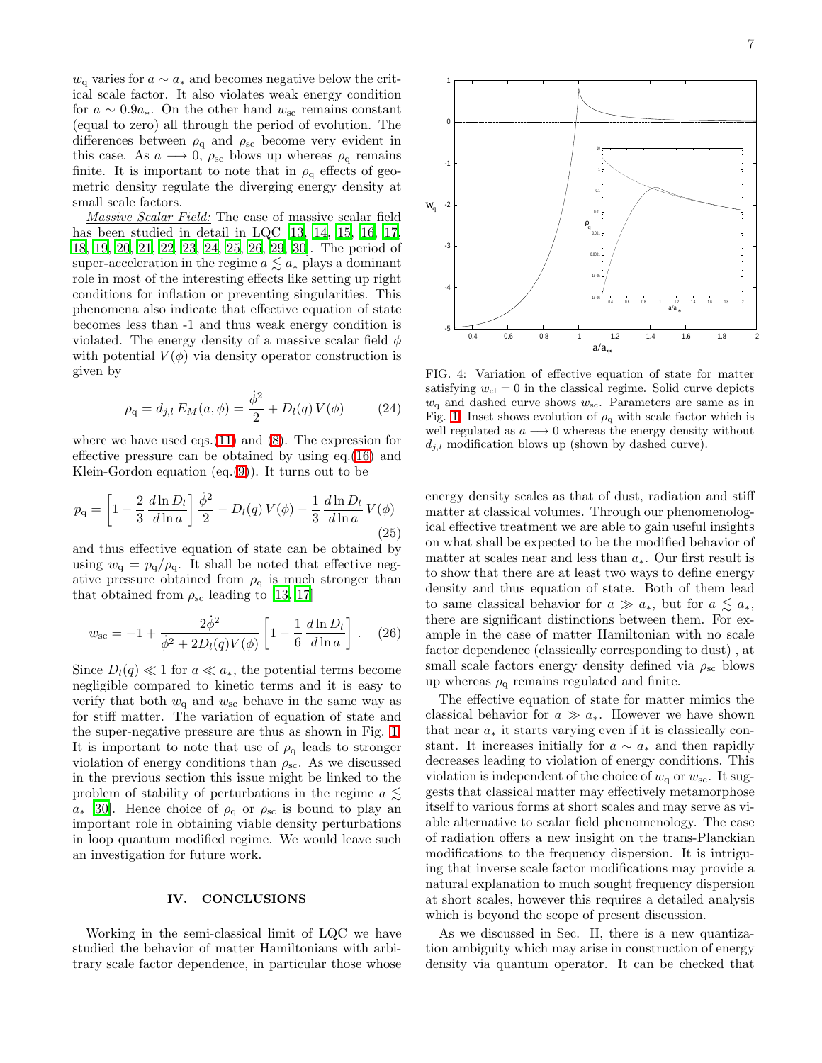$w_{\rm q}$ varies for $a \sim a_*$ and becomes negative below the critical scale factor. It also violates weak energy condition for $a \sim 0.9 a_*$. On the other hand $w_{\rm sc}$ remains constant (equal to zero) all through the period of evolution. The differences between $\rho_{\rm q}$ and $\rho_{\rm sc}$ become very evident in this case. As $a \longrightarrow 0$, $\rho_{\rm sc}$ blows up whereas $\rho_{\rm q}$ remains finite. It is important to note that in $\rho_{\rm q}$ effects of geometric density regulate the diverging energy density at small scale factors.

*Massive Scalar Field:* The case of massive scalar field has been studied in detail in LQC [13, 14, 15, 16, 17, 18, 19, 20, 21, 22, 23, 24, 25, 26, 29, 30]. The period of super-acceleration in the regime $a \lesssim a_*$ plays a dominant role in most of the interesting effects like setting up right conditions for inflation or preventing singularities. This phenomena also indicate that effective equation of state becomes less than -1 and thus weak energy condition is violated. The energy density of a massive scalar field $\phi$ with potential $V(\phi)$ via density operator construction is given by

$$\rho_{\rm q} = d_{j,l}\, E_M(a,\phi) = \frac{\dot{\phi}^2}{2} + D_l(q)\, V(\phi) \qquad (24)$$

where we have used eqs.(11) and (8). The expression for effective pressure can be obtained by using eq.(16) and Klein-Gordon equation (eq.(9)). It turns out to be

$$p_{\rm q} = \left[1 - \frac{2}{3}\frac{d\ln D_l}{d\ln a}\right]\frac{\dot{\phi}^2}{2} - D_l(q)\, V(\phi) - \frac{1}{3}\frac{d\ln D_l}{d\ln a}\, V(\phi) \qquad (25)$$

and thus effective equation of state can be obtained by using $w_{\rm q} = p_{\rm q}/\rho_{\rm q}$. It shall be noted that effective negative pressure obtained from $\rho_{\rm q}$ is much stronger than that obtained from $\rho_{\rm sc}$ leading to [13, 17]

$$w_{\rm sc} = -1 + \frac{2\dot{\phi}^2}{\dot{\phi}^2 + 2D_l(q)V(\phi)}\left[1 - \frac{1}{6}\frac{d\ln D_l}{d\ln a}\right]. \qquad (26)$$

Since $D_l(q) \ll 1$ for $a \ll a_*$, the potential terms become negligible compared to kinetic terms and it is easy to verify that both $w_{\rm q}$ and $w_{\rm sc}$ behave in the same way as for stiff matter. The variation of equation of state and the super-negative pressure are thus as shown in Fig. 1. It is important to note that use of $\rho_{\rm q}$ leads to stronger violation of energy conditions than $\rho_{\rm sc}$. As we discussed in the previous section this issue might be linked to the problem of stability of perturbations in the regime $a \lesssim a_*$ [30]. Hence choice of $\rho_{\rm q}$ or $\rho_{\rm sc}$ is bound to play an important role in obtaining viable density perturbations in loop quantum modified regime. We would leave such an investigation for future work.

FIG. 4: Variation of effective equation of state for matter satisfying $w_{\rm cl} = 0$ in the classical regime. Solid curve depicts $w_{\rm q}$ and dashed curve shows $w_{\rm sc}$. Parameters are same as in Fig. 1. Inset shows evolution of $\rho_{\rm q}$ with scale factor which is well regulated as $a \longrightarrow 0$ whereas the energy density without $d_{j,l}$ modification blows up (shown by dashed curve).

## IV. CONCLUSIONS

Working in the semi-classical limit of LQC we have studied the behavior of matter Hamiltonians with arbitrary scale factor dependence, in particular those whose energy density scales as that of dust, radiation and stiff matter at classical volumes. Through our phenomenological effective treatment we are able to gain useful insights on what shall be expected to be the modified behavior of matter at scales near and less than $a_*$. Our first result is to show that there are at least two ways to define energy density and thus equation of state. Both of them lead to same classical behavior for $a \gg a_*$, but for $a \lesssim a_*$, there are significant distinctions between them. For example in the case of matter Hamiltonian with no scale factor dependence (classically corresponding to dust) , at small scale factors energy density defined via $\rho_{\rm sc}$ blows up whereas $\rho_{\rm q}$ remains regulated and finite.

The effective equation of state for matter mimics the classical behavior for $a \gg a_*$. However we have shown that near $a_*$ it starts varying even if it is classically constant. It increases initially for $a \sim a_*$ and then rapidly decreases leading to violation of energy conditions. This violation is independent of the choice of $w_{\rm q}$ or $w_{\rm sc}$. It suggests that classical matter may effectively metamorphose itself to various forms at short scales and may serve as viable alternative to scalar field phenomenology. The case of radiation offers a new insight on the trans-Planckian modifications to the frequency dispersion. It is intriguing that inverse scale factor modifications may provide a natural explanation to much sought frequency dispersion at short scales, however this requires a detailed analysis which is beyond the scope of present discussion.

As we discussed in Sec. II, there is a new quantization ambiguity which may arise in construction of energy density via quantum operator. It can be checked that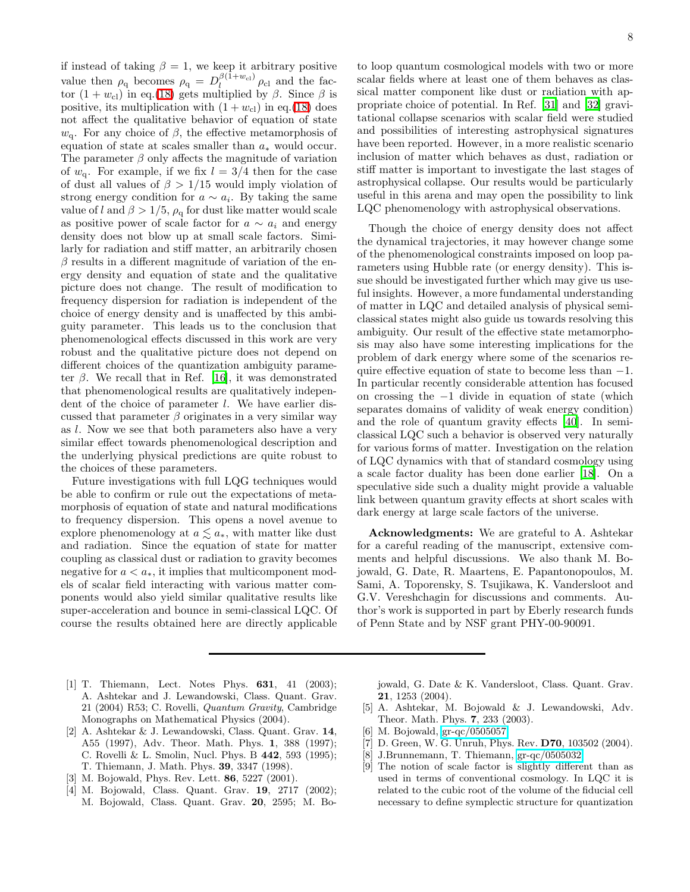if instead of taking $\beta = 1$, we keep it arbitrary positive value then $\rho_{\rm q}$ becomes $\rho_{\rm q} = D_l^{\beta(1+w_{\rm cl})}\,\rho_{\rm cl}$ and the factor $(1+w_{\rm cl})$ in eq.(18) gets multiplied by $\beta$. Since $\beta$ is positive, its multiplication with $(1+w_{\rm cl})$ in eq.(18) does not affect the qualitative behavior of equation of state $w_{\rm q}$. For any choice of $\beta$, the effective metamorphosis of equation of state at scales smaller than $a_*$ would occur. The parameter $\beta$ only affects the magnitude of variation of $w_{\rm q}$. For example, if we fix $l = 3/4$ then for the case of dust all values of $\beta > 1/15$ would imply violation of strong energy condition for $a \sim a_i$. By taking the same value of $l$ and $\beta > 1/5$, $\rho_{\rm q}$ for dust like matter would scale as positive power of scale factor for $a \sim a_i$ and energy density does not blow up at small scale factors. Similarly for radiation and stiff matter, an arbitrarily chosen $\beta$ results in a different magnitude of variation of the energy density and equation of state and the qualitative picture does not change. The result of modification to frequency dispersion for radiation is independent of the choice of energy density and is unaffected by this ambiguity parameter. This leads us to the conclusion that phenomenological effects discussed in this work are very robust and the qualitative picture does not depend on different choices of the quantization ambiguity parameter $\beta$. We recall that in Ref. [16], it was demonstrated that phenomenological results are qualitatively independent of the choice of parameter $l$. We have earlier discussed that parameter $\beta$ originates in a very similar way as $l$. Now we see that both parameters also have a very similar effect towards phenomenological description and the underlying physical predictions are quite robust to the choices of these parameters.

Future investigations with full LQG techniques would be able to confirm or rule out the expectations of metamorphosis of equation of state and natural modifications to frequency dispersion. This opens a novel avenue to explore phenomenology at $a \lesssim a_*$, with matter like dust and radiation. Since the equation of state for matter coupling as classical dust or radiation to gravity becomes negative for $a < a_*$, it implies that multicomponent models of scalar field interacting with various matter components would also yield similar qualitative results like super-acceleration and bounce in semi-classical LQC. Of course the results obtained here are directly applicable to loop quantum cosmological models with two or more scalar fields where at least one of them behaves as classical matter component like dust or radiation with appropriate choice of potential. In Ref. [31] and [32] gravitational collapse scenarios with scalar field were studied and possibilities of interesting astrophysical signatures have been reported. However, in a more realistic scenario inclusion of matter which behaves as dust, radiation or stiff matter is important to investigate the last stages of astrophysical collapse. Our results would be particularly useful in this arena and may open the possibility to link LQC phenomenology with astrophysical observations.

Though the choice of energy density does not affect the dynamical trajectories, it may however change some of the phenomenological constraints imposed on loop parameters using Hubble rate (or energy density). This issue should be investigated further which may give us useful insights. However, a more fundamental understanding of matter in LQC and detailed analysis of physical semi-classical states might also guide us towards resolving this ambiguity. Our result of the effective state metamorphosis may also have some interesting implications for the problem of dark energy where some of the scenarios require effective equation of state to become less than $-1$. In particular recently considerable attention has focused on crossing the $-1$ divide in equation of state (which separates domains of validity of weak energy condition) and the role of quantum gravity effects [40]. In semi-classical LQC such a behavior is observed very naturally for various forms of matter. Investigation on the relation of LQC dynamics with that of standard cosmology using a scale factor duality has been done earlier [18]. On a speculative side such a duality might provide a valuable link between quantum gravity effects at short scales with dark energy at large scale factors of the universe.

**Acknowledgments:** We are grateful to A. Ashtekar for a careful reading of the manuscript, extensive comments and helpful discussions. We also thank M. Bojowald, G. Date, R. Maartens, E. Papantonopoulos, M. Sami, A. Toporensky, S. Tsujikawa, K. Vandersloot and G.V. Vereshchagin for discussions and comments. Author's work is supported in part by Eberly research funds of Penn State and by NSF grant PHY-00-90091.

---

[1] T. Thiemann, Lect. Notes Phys. **631**, 41 (2003); A. Ashtekar and J. Lewandowski, Class. Quant. Grav. 21 (2004) R53; C. Rovelli, *Quantum Gravity*, Cambridge Monographs on Mathematical Physics (2004).

[2] A. Ashtekar & J. Lewandowski, Class. Quant. Grav. **14**, A55 (1997), Adv. Theor. Math. Phys. **1**, 388 (1997); C. Rovelli & L. Smolin, Nucl. Phys. B **442**, 593 (1995); T. Thiemann, J. Math. Phys. **39**, 3347 (1998).

[3] M. Bojowald, Phys. Rev. Lett. **86**, 5227 (2001).

[4] M. Bojowald, Class. Quant. Grav. **19**, 2717 (2002); M. Bojowald, Class. Quant. Grav. **20**, 2595; M. Bojowald, G. Date & K. Vandersloot, Class. Quant. Grav. **21**, 1253 (2004).

[5] A. Ashtekar, M. Bojowald & J. Lewandowski, Adv. Theor. Math. Phys. **7**, 233 (2003).

[6] M. Bojowald, gr-qc/0505057.

[7] D. Green, W. G. Unruh, Phys. Rev. **D70**, 103502 (2004).

[8] J.Brunnemann, T. Thiemann, gr-qc/0505032.

[9] The notion of scale factor is slightly different than as used in terms of conventional cosmology. In LQC it is related to the cubic root of the volume of the fiducial cell necessary to define symplectic structure for quantization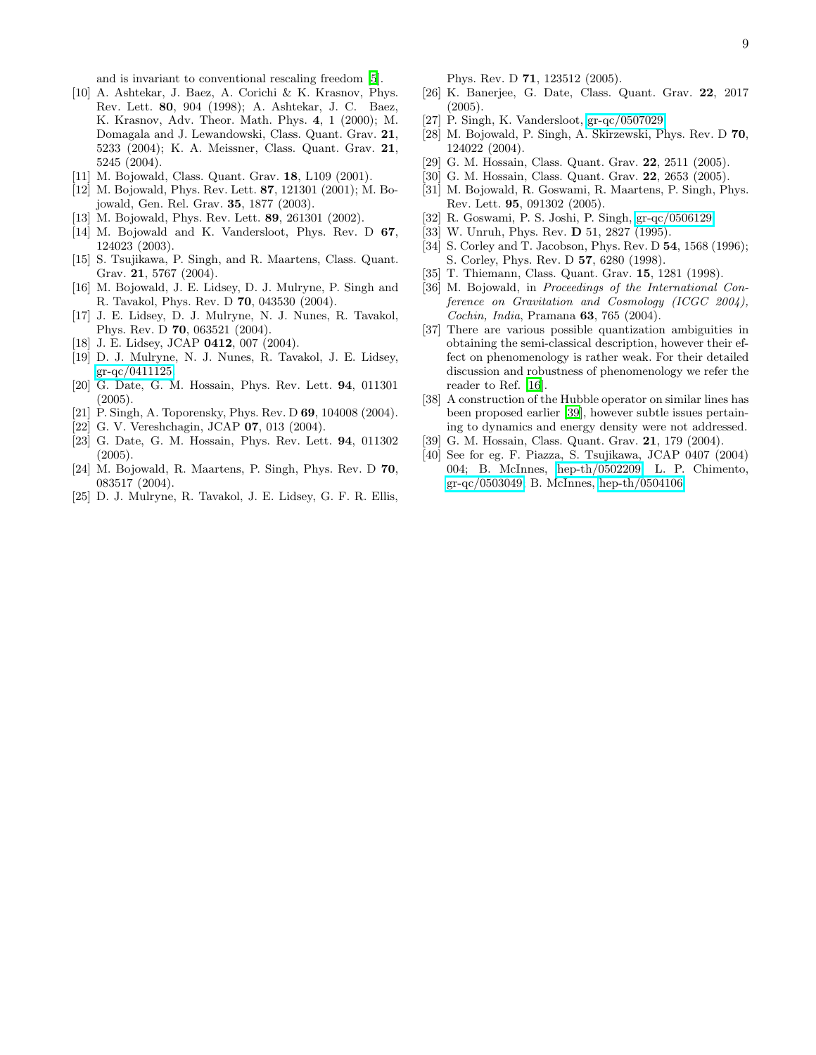and is invariant to conventional rescaling freedom [5].

[10] A. Ashtekar, J. Baez, A. Corichi & K. Krasnov, Phys. Rev. Lett. **80**, 904 (1998); A. Ashtekar, J. C. Baez, K. Krasnov, Adv. Theor. Math. Phys. **4**, 1 (2000); M. Domagala and J. Lewandowski, Class. Quant. Grav. **21**, 5233 (2004); K. A. Meissner, Class. Quant. Grav. **21**, 5245 (2004).

[11] M. Bojowald, Class. Quant. Grav. **18**, L109 (2001).

[12] M. Bojowald, Phys. Rev. Lett. **87**, 121301 (2001); M. Bojowald, Gen. Rel. Grav. **35**, 1877 (2003).

[13] M. Bojowald, Phys. Rev. Lett. **89**, 261301 (2002).

[14] M. Bojowald and K. Vandersloot, Phys. Rev. D **67**, 124023 (2003).

[15] S. Tsujikawa, P. Singh, and R. Maartens, Class. Quant. Grav. **21**, 5767 (2004).

[16] M. Bojowald, J. E. Lidsey, D. J. Mulryne, P. Singh and R. Tavakol, Phys. Rev. D **70**, 043530 (2004).

[17] J. E. Lidsey, D. J. Mulryne, N. J. Nunes, R. Tavakol, Phys. Rev. D **70**, 063521 (2004).

[18] J. E. Lidsey, JCAP **0412**, 007 (2004).

[19] D. J. Mulryne, N. J. Nunes, R. Tavakol, J. E. Lidsey, gr-qc/0411125.

[20] G. Date, G. M. Hossain, Phys. Rev. Lett. **94**, 011301 (2005).

[21] P. Singh, A. Toporensky, Phys. Rev. D **69**, 104008 (2004).

[22] G. V. Vereshchagin, JCAP **07**, 013 (2004).

[23] G. Date, G. M. Hossain, Phys. Rev. Lett. **94**, 011302 (2005).

[24] M. Bojowald, R. Maartens, P. Singh, Phys. Rev. D **70**, 083517 (2004).

[25] D. J. Mulryne, R. Tavakol, J. E. Lidsey, G. F. R. Ellis, Phys. Rev. D **71**, 123512 (2005).

[26] K. Banerjee, G. Date, Class. Quant. Grav. **22**, 2017 (2005).

[27] P. Singh, K. Vandersloot, gr-qc/0507029.

[28] M. Bojowald, P. Singh, A. Skirzewski, Phys. Rev. D **70**, 124022 (2004).

[29] G. M. Hossain, Class. Quant. Grav. **22**, 2511 (2005).

[30] G. M. Hossain, Class. Quant. Grav. **22**, 2653 (2005).

[31] M. Bojowald, R. Goswami, R. Maartens, P. Singh, Phys. Rev. Lett. **95**, 091302 (2005).

[32] R. Goswami, P. S. Joshi, P. Singh, gr-qc/0506129.

[33] W. Unruh, Phys. Rev. **D** 51, 2827 (1995).

[34] S. Corley and T. Jacobson, Phys. Rev. D **54**, 1568 (1996); S. Corley, Phys. Rev. D **57**, 6280 (1998).

[35] T. Thiemann, Class. Quant. Grav. **15**, 1281 (1998).

[36] M. Bojowald, in *Proceedings of the International Conference on Gravitation and Cosmology (ICGC 2004), Cochin, India*, Pramana **63**, 765 (2004).

[37] There are various possible quantization ambiguities in obtaining the semi-classical description, however their effect on phenomenology is rather weak. For their detailed discussion and robustness of phenomenology we refer the reader to Ref. [16].

[38] A construction of the Hubble operator on similar lines has been proposed earlier [39], however subtle issues pertaining to dynamics and energy density were not addressed.

[39] G. M. Hossain, Class. Quant. Grav. **21**, 179 (2004).

[40] See for eg. F. Piazza, S. Tsujikawa, JCAP 0407 (2004) 004; B. McInnes, hep-th/0502209; L. P. Chimento, gr-qc/0503049; B. McInnes, hep-th/0504106.